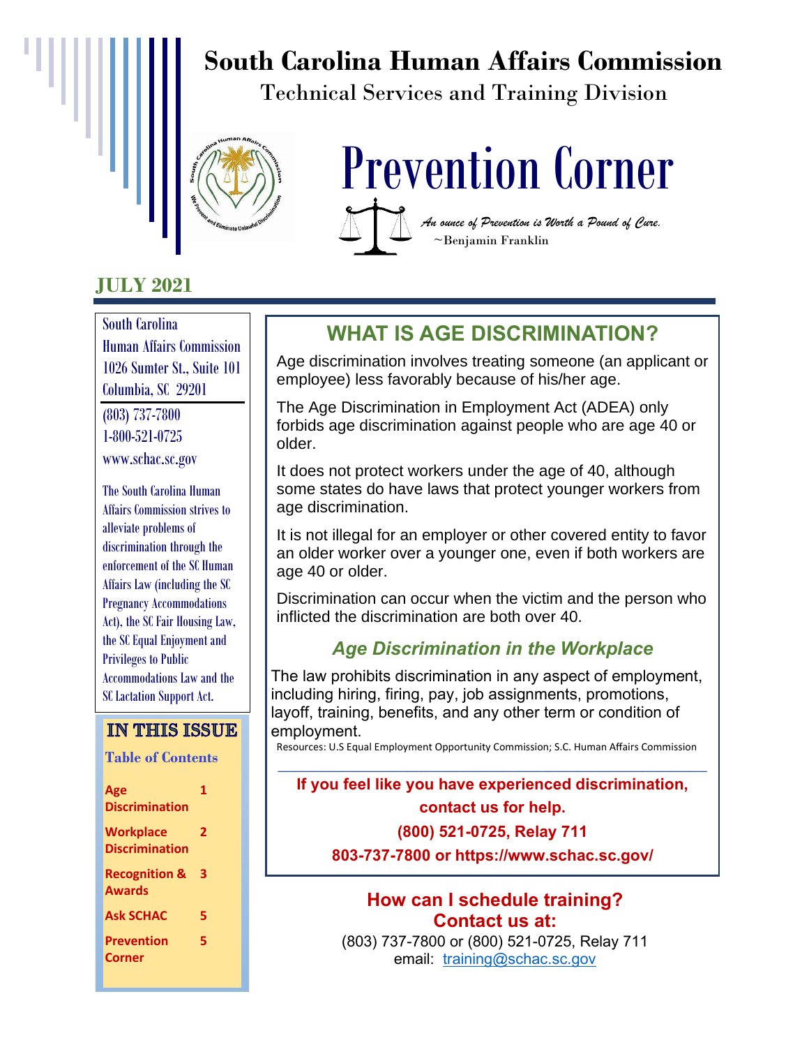# South Carolina Human Affairs Commission

Technical Services and Training Division

# Prevention Corner

*An ounce of Prevention is Worth a Pound of Cure.*
~Benjamin Franklin

**JULY 2021**

South Carolina
Human Affairs Commission
1026 Sumter St., Suite 101
Columbia, SC 29201

(803) 737-7800
1-800-521-0725
www.schac.sc.gov

The South Carolina Human Affairs Commission strives to alleviate problems of discrimination through the enforcement of the SC Human Affairs Law (including the SC Pregnancy Accommodations Act), the SC Fair Housing Law, the SC Equal Enjoyment and Privileges to Public Accommodations Law and the SC Lactation Support Act.

## IN THIS ISSUE

**Table of Contents**

| | |
|---|---|
| Age Discrimination | 1 |
| Workplace Discrimination | 2 |
| Recognition & Awards | 3 |
| Ask SCHAC | 5 |
| Prevention Corner | 5 |

## WHAT IS AGE DISCRIMINATION?

Age discrimination involves treating someone (an applicant or employee) less favorably because of his/her age.

The Age Discrimination in Employment Act (ADEA) only forbids age discrimination against people who are age 40 or older.

It does not protect workers under the age of 40, although some states do have laws that protect younger workers from age discrimination.

It is not illegal for an employer or other covered entity to favor an older worker over a younger one, even if both workers are age 40 or older.

Discrimination can occur when the victim and the person who inflicted the discrimination are both over 40.

### *Age Discrimination in the Workplace*

The law prohibits discrimination in any aspect of employment, including hiring, firing, pay, job assignments, promotions, layoff, training, benefits, and any other term or condition of employment.

Resources: U.S Equal Employment Opportunity Commission; S.C. Human Affairs Commission

**If you feel like you have experienced discrimination, contact us for help.**
**(800) 521-0725, Relay 711**
**803-737-7800 or https://www.schac.sc.gov/**

**How can I schedule training?**
**Contact us at:**
(803) 737-7800 or (800) 521-0725, Relay 711
email: training@schac.sc.gov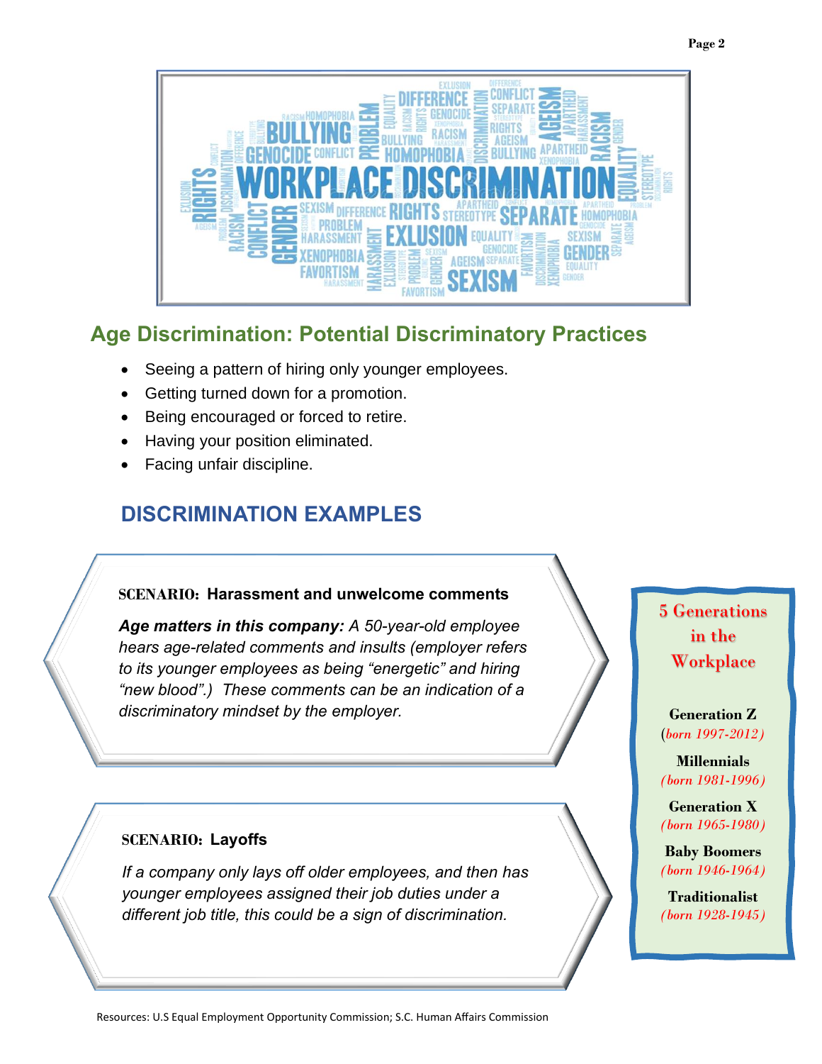## Age Discrimination: Potential Discriminatory Practices

- Seeing a pattern of hiring only younger employees.
- Getting turned down for a promotion.
- Being encouraged or forced to retire.
- Having your position eliminated.
- Facing unfair discipline.

## DISCRIMINATION EXAMPLES

**SCENARIO: Harassment and unwelcome comments**

***Age matters in this company:*** *A 50-year-old employee hears age-related comments and insults (employer refers to its younger employees as being "energetic" and hiring "new blood".) These comments can be an indication of a discriminatory mindset by the employer.*

**SCENARIO: Layoffs**

*If a company only lays off older employees, and then has younger employees assigned their job duties under a different job title, this could be a sign of discrimination.*

### 5 Generations in the Workplace

**Generation Z**
(*born 1997-2012*)

**Millennials**
(*born 1981-1996*)

**Generation X**
(*born 1965-1980*)

**Baby Boomers**
(*born 1946-1964*)

**Traditionalist**
(*born 1928-1945*)

Resources: U.S Equal Employment Opportunity Commission; S.C. Human Affairs Commission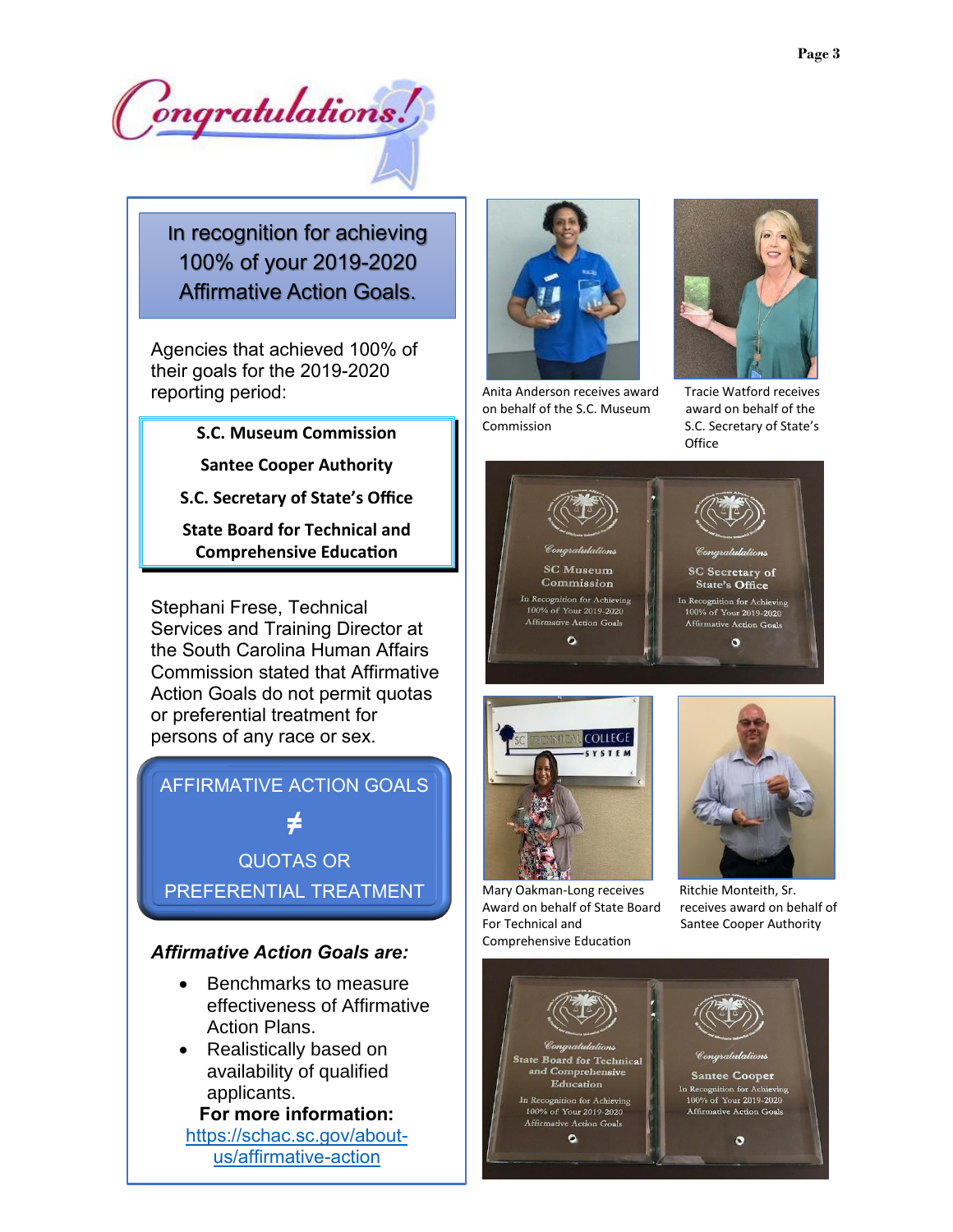# Congratulations!

**In recognition for achieving 100% of your 2019-2020 Affirmative Action Goals.**

Agencies that achieved 100% of their goals for the 2019-2020 reporting period:

**S.C. Museum Commission**

**Santee Cooper Authority**

**S.C. Secretary of State's Office**

**State Board for Technical and Comprehensive Education**

Stephani Frese, Technical Services and Training Director at the South Carolina Human Affairs Commission stated that Affirmative Action Goals do not permit quotas or preferential treatment for persons of any race or sex.

AFFIRMATIVE ACTION GOALS

≠

QUOTAS OR PREFERENTIAL TREATMENT

***Affirmative Action Goals are:***

- Benchmarks to measure effectiveness of Affirmative Action Plans.
- Realistically based on availability of qualified applicants.

**For more information:**
https://schac.sc.gov/about-us/affirmative-action

Anita Anderson receives award on behalf of the S.C. Museum Commission

Tracie Watford receives award on behalf of the S.C. Secretary of State's Office

Mary Oakman-Long receives Award on behalf of State Board For Technical and Comprehensive Education

Ritchie Monteith, Sr. receives award on behalf of Santee Cooper Authority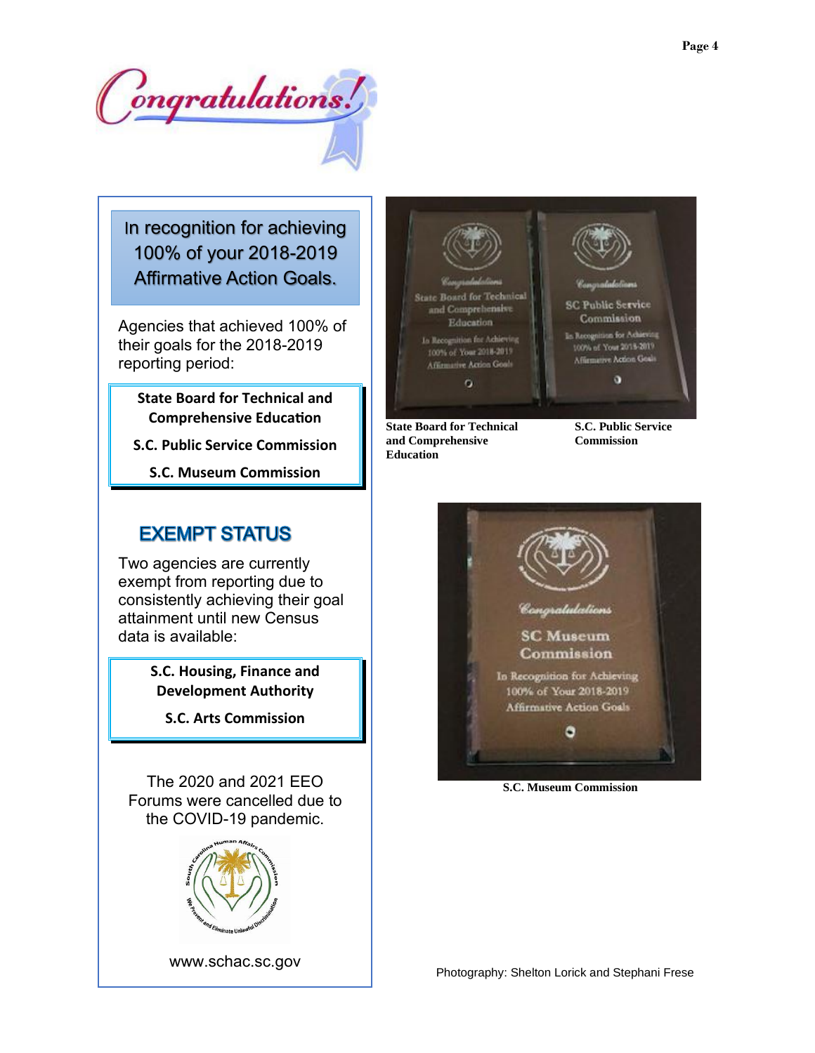# Congratulations!

In recognition for achieving 100% of your 2018-2019 Affirmative Action Goals.

Agencies that achieved 100% of their goals for the 2018-2019 reporting period:

**State Board for Technical and Comprehensive Education**

**S.C. Public Service Commission**

**S.C. Museum Commission**

## EXEMPT STATUS

Two agencies are currently exempt from reporting due to consistently achieving their goal attainment until new Census data is available:

**S.C. Housing, Finance and Development Authority**

**S.C. Arts Commission**

The 2020 and 2021 EEO Forums were cancelled due to the COVID-19 pandemic.

www.schac.sc.gov

**State Board for Technical and Comprehensive Education**

**S.C. Public Service Commission**

**S.C. Museum Commission**

Photography: Shelton Lorick and Stephani Frese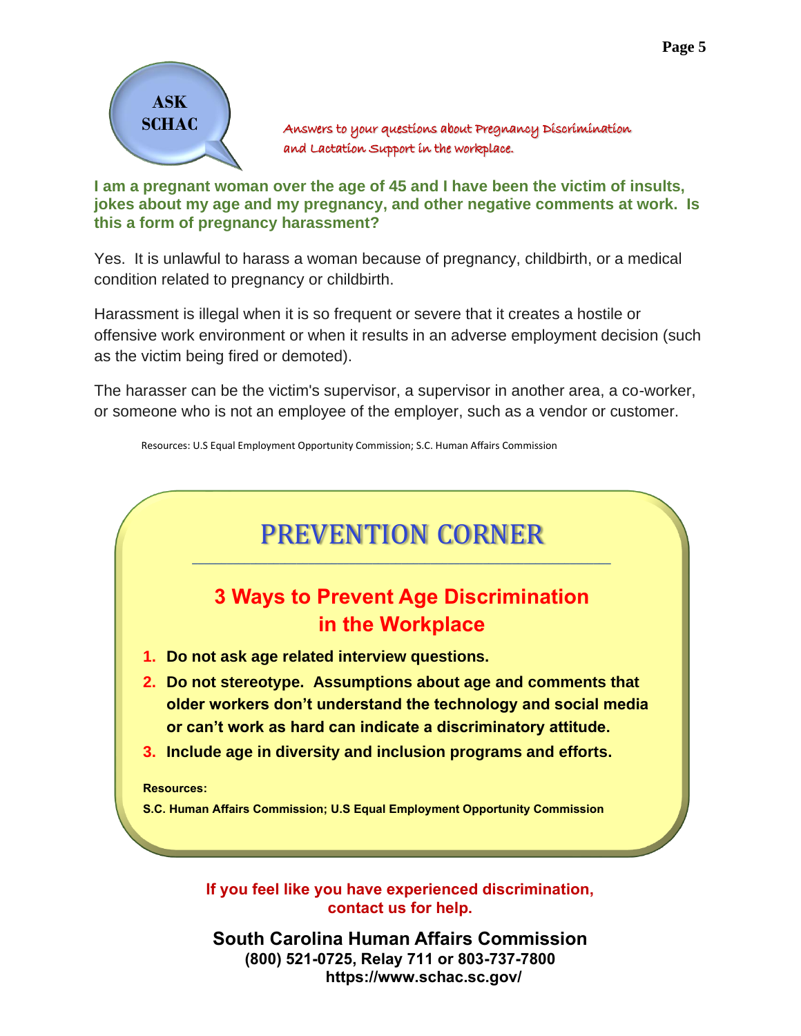## ASK SCHAC

*Answers to your questions about Pregnancy Discrimination and Lactation Support in the workplace.*

**I am a pregnant woman over the age of 45 and I have been the victim of insults, jokes about my age and my pregnancy, and other negative comments at work. Is this a form of pregnancy harassment?**

Yes. It is unlawful to harass a woman because of pregnancy, childbirth, or a medical condition related to pregnancy or childbirth.

Harassment is illegal when it is so frequent or severe that it creates a hostile or offensive work environment or when it results in an adverse employment decision (such as the victim being fired or demoted).

The harasser can be the victim's supervisor, a supervisor in another area, a co-worker, or someone who is not an employee of the employer, such as a vendor or customer.

Resources: U.S Equal Employment Opportunity Commission; S.C. Human Affairs Commission

## PREVENTION CORNER

### 3 Ways to Prevent Age Discrimination in the Workplace

1. **Do not ask age related interview questions.**
2. **Do not stereotype. Assumptions about age and comments that older workers don't understand the technology and social media or can't work as hard can indicate a discriminatory attitude.**
3. **Include age in diversity and inclusion programs and efforts.**

**Resources:**

**S.C. Human Affairs Commission; U.S Equal Employment Opportunity Commission**

**If you feel like you have experienced discrimination, contact us for help.**

**South Carolina Human Affairs Commission**
**(800) 521-0725, Relay 711 or 803-737-7800**
**https://www.schac.sc.gov/**